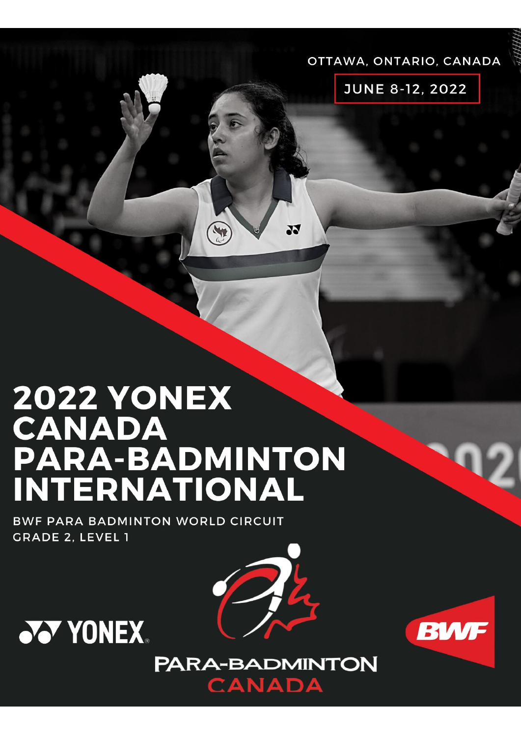OTTAWA, ONTARIO, CANADA

JUNE 8-12, 2022

# 2022 YONEX CANADA PARA-BADMINTON INTERNATIONAL

BWF PARA BADMINTON WORLD CIRCUIT
GRADE 2, LEVEL 1

YONEX

PARA-BADMINTON CANADA

BWF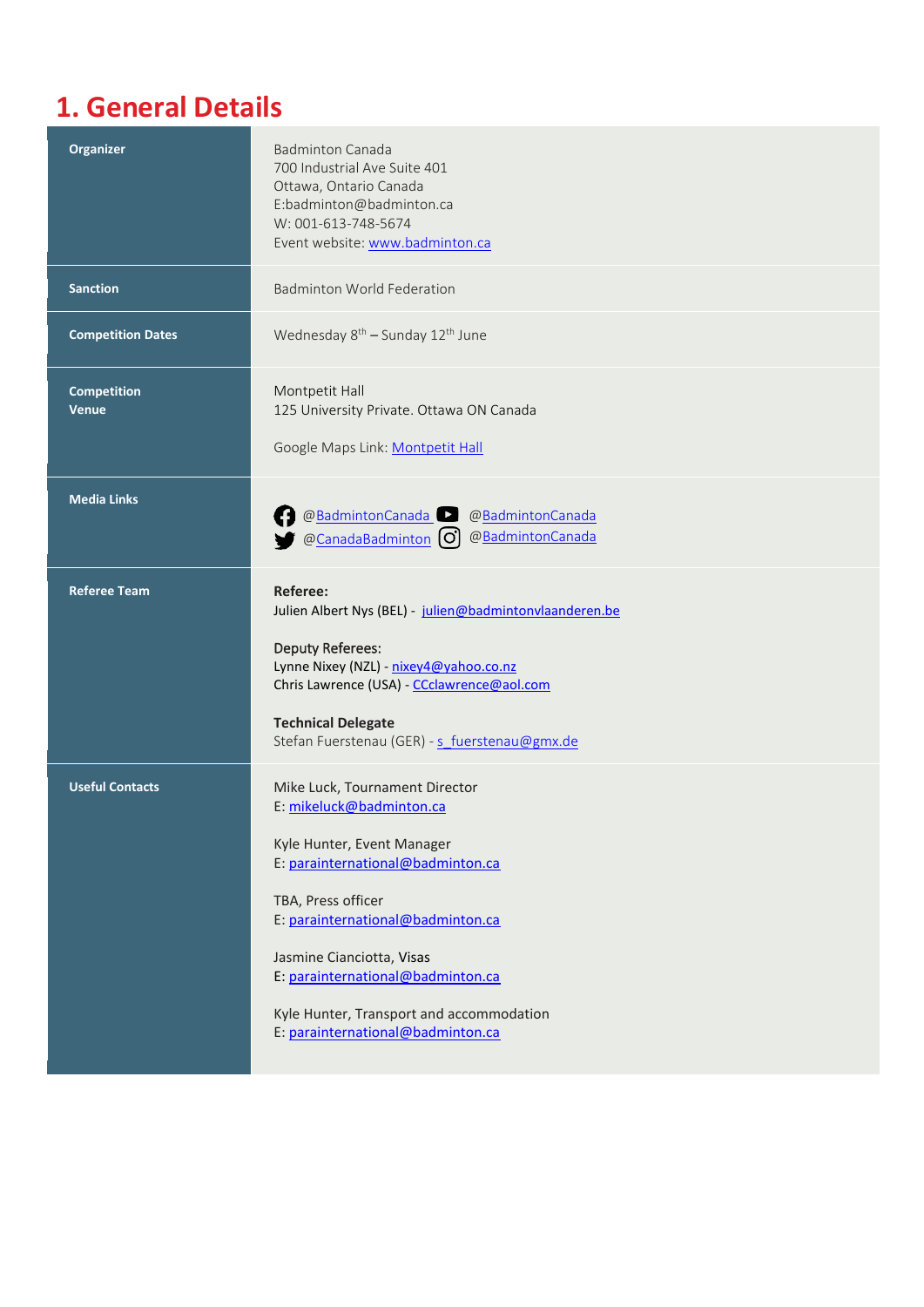# 1. General Details

| | |
|---|---|
| **Organizer** | Badminton Canada<br>700 Industrial Ave Suite 401<br>Ottawa, Ontario Canada<br>E:badminton@badminton.ca<br>W: 001-613-748-5674<br>Event website: www.badminton.ca |
| **Sanction** | Badminton World Federation |
| **Competition Dates** | Wednesday 8th – Sunday 12th June |
| **Competition Venue** | Montpetit Hall<br>125 University Private. Ottawa ON Canada<br><br>Google Maps Link: Montpetit Hall |
| **Media Links** | @BadmintonCanada @BadmintonCanada<br>@CanadaBadminton @BadmintonCanada |
| **Referee Team** | **Referee:**<br>Julien Albert Nys (BEL) - julien@badmintonvlaanderen.be<br><br>**Deputy Referees:**<br>Lynne Nixey (NZL) - nixey4@yahoo.co.nz<br>Chris Lawrence (USA) - CCclawrence@aol.com<br><br>**Technical Delegate**<br>Stefan Fuerstenau (GER) - s_fuerstenau@gmx.de |
| **Useful Contacts** | Mike Luck, Tournament Director<br>E: mikeluck@badminton.ca<br><br>Kyle Hunter, Event Manager<br>E: parainternational@badminton.ca<br><br>TBA, Press officer<br>E: parainternational@badminton.ca<br><br>Jasmine Cianciotta, Visas<br>E: parainternational@badminton.ca<br><br>Kyle Hunter, Transport and accommodation<br>E: parainternational@badminton.ca |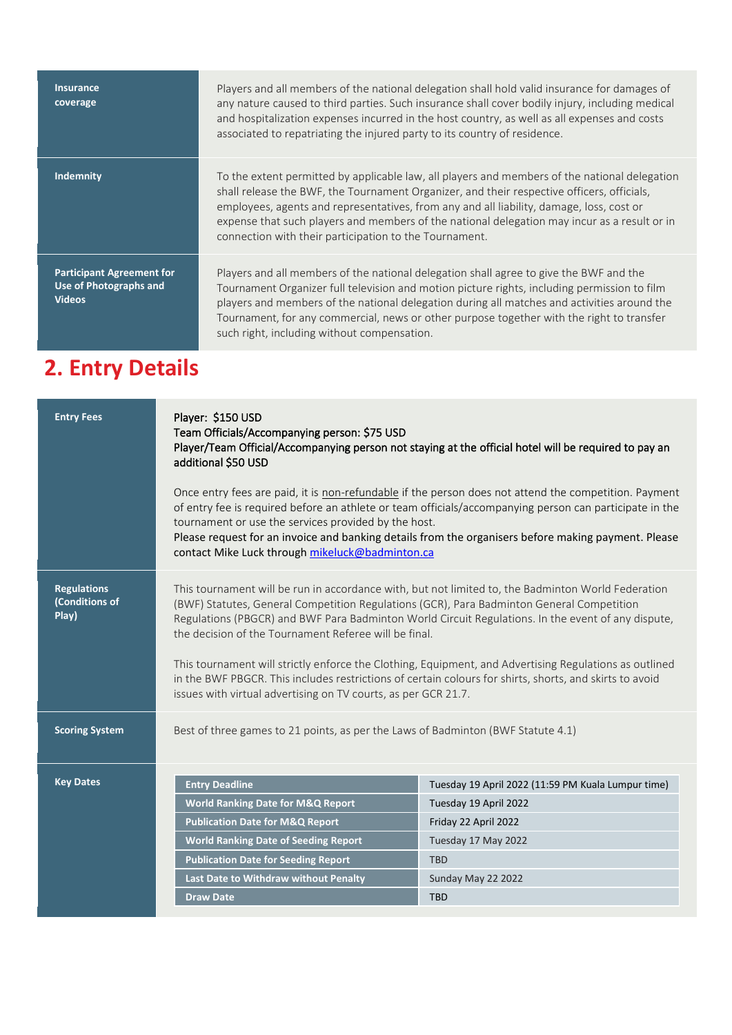| | |
|---|---|
| **Insurance coverage** | Players and all members of the national delegation shall hold valid insurance for damages of any nature caused to third parties. Such insurance shall cover bodily injury, including medical and hospitalization expenses incurred in the host country, as well as all expenses and costs associated to repatriating the injured party to its country of residence. |
| **Indemnity** | To the extent permitted by applicable law, all players and members of the national delegation shall release the BWF, the Tournament Organizer, and their respective officers, officials, employees, agents and representatives, from any and all liability, damage, loss, cost or expense that such players and members of the national delegation may incur as a result or in connection with their participation to the Tournament. |
| **Participant Agreement for Use of Photographs and Videos** | Players and all members of the national delegation shall agree to give the BWF and the Tournament Organizer full television and motion picture rights, including permission to film players and members of the national delegation during all matches and activities around the Tournament, for any commercial, news or other purpose together with the right to transfer such right, including without compensation. |

# 2. Entry Details

| | |
|---|---|
| **Entry Fees** | Player: $150 USD<br>Team Officials/Accompanying person: $75 USD<br>Player/Team Official/Accompanying person not staying at the official hotel will be required to pay an additional $50 USD<br><br>Once entry fees are paid, it is non-refundable if the person does not attend the competition. Payment of entry fee is required before an athlete or team officials/accompanying person can participate in the tournament or use the services provided by the host.<br>Please request for an invoice and banking details from the organisers before making payment. Please contact Mike Luck through mikeluck@badminton.ca |
| **Regulations (Conditions of Play)** | This tournament will be run in accordance with, but not limited to, the Badminton World Federation (BWF) Statutes, General Competition Regulations (GCR), Para Badminton General Competition Regulations (PBGCR) and BWF Para Badminton World Circuit Regulations. In the event of any dispute, the decision of the Tournament Referee will be final.<br><br>This tournament will strictly enforce the Clothing, Equipment, and Advertising Regulations as outlined in the BWF PBGCR. This includes restrictions of certain colours for shirts, shorts, and skirts to avoid issues with virtual advertising on TV courts, as per GCR 21.7. |
| **Scoring System** | Best of three games to 21 points, as per the Laws of Badminton (BWF Statute 4.1) |

**Key Dates**

| | |
|---|---|
| **Entry Deadline** | Tuesday 19 April 2022 (11:59 PM Kuala Lumpur time) |
| **World Ranking Date for M&Q Report** | Tuesday 19 April 2022 |
| **Publication Date for M&Q Report** | Friday 22 April 2022 |
| **World Ranking Date of Seeding Report** | Tuesday 17 May 2022 |
| **Publication Date for Seeding Report** | TBD |
| **Last Date to Withdraw without Penalty** | Sunday May 22 2022 |
| **Draw Date** | TBD |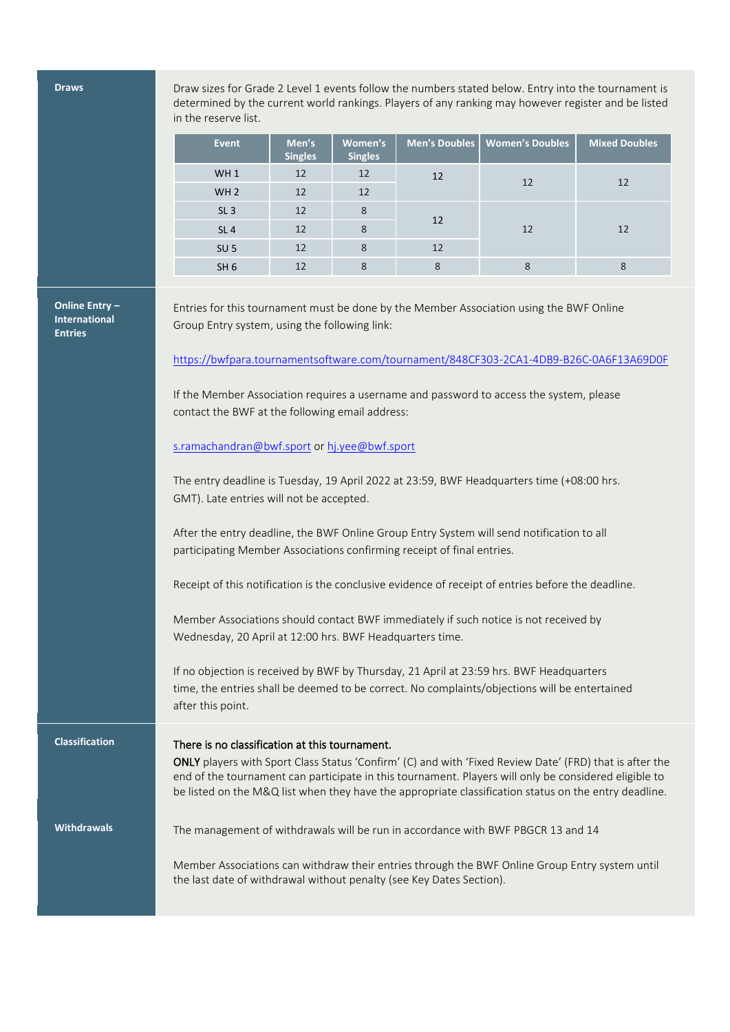## Draws

Draw sizes for Grade 2 Level 1 events follow the numbers stated below. Entry into the tournament is determined by the current world rankings. Players of any ranking may however register and be listed in the reserve list.

| Event | Men's Singles | Women's Singles | Men's Doubles | Women's Doubles | Mixed Doubles |
|---|---|---|---|---|---|
| WH 1 | 12 | 12 | 12 | 12 | 12 |
| WH 2 | 12 | 12 | | | |
| SL 3 | 12 | 8 | 12 | 12 | 12 |
| SL 4 | 12 | 8 | | | |
| SU 5 | 12 | 8 | 12 | | |
| SH 6 | 12 | 8 | 8 | 8 | 8 |

## Online Entry – International Entries

Entries for this tournament must be done by the Member Association using the BWF Online Group Entry system, using the following link:

https://bwfpara.tournamentsoftware.com/tournament/848CF303-2CA1-4DB9-B26C-0A6F13A69D0F

If the Member Association requires a username and password to access the system, please contact the BWF at the following email address:

s.ramachandran@bwf.sport or hj.yee@bwf.sport

The entry deadline is Tuesday, 19 April 2022 at 23:59, BWF Headquarters time (+08:00 hrs. GMT). Late entries will not be accepted.

After the entry deadline, the BWF Online Group Entry System will send notification to all participating Member Associations confirming receipt of final entries.

Receipt of this notification is the conclusive evidence of receipt of entries before the deadline.

Member Associations should contact BWF immediately if such notice is not received by Wednesday, 20 April at 12:00 hrs. BWF Headquarters time.

If no objection is received by BWF by Thursday, 21 April at 23:59 hrs. BWF Headquarters time, the entries shall be deemed to be correct. No complaints/objections will be entertained after this point.

## Classification

There is no classification at this tournament.

**ONLY** players with Sport Class Status 'Confirm' (C) and with 'Fixed Review Date' (FRD) that is after the end of the tournament can participate in this tournament. Players will only be considered eligible to be listed on the M&Q list when they have the appropriate classification status on the entry deadline.

## Withdrawals

The management of withdrawals will be run in accordance with BWF PBGCR 13 and 14

Member Associations can withdraw their entries through the BWF Online Group Entry system until the last date of withdrawal without penalty (see Key Dates Section).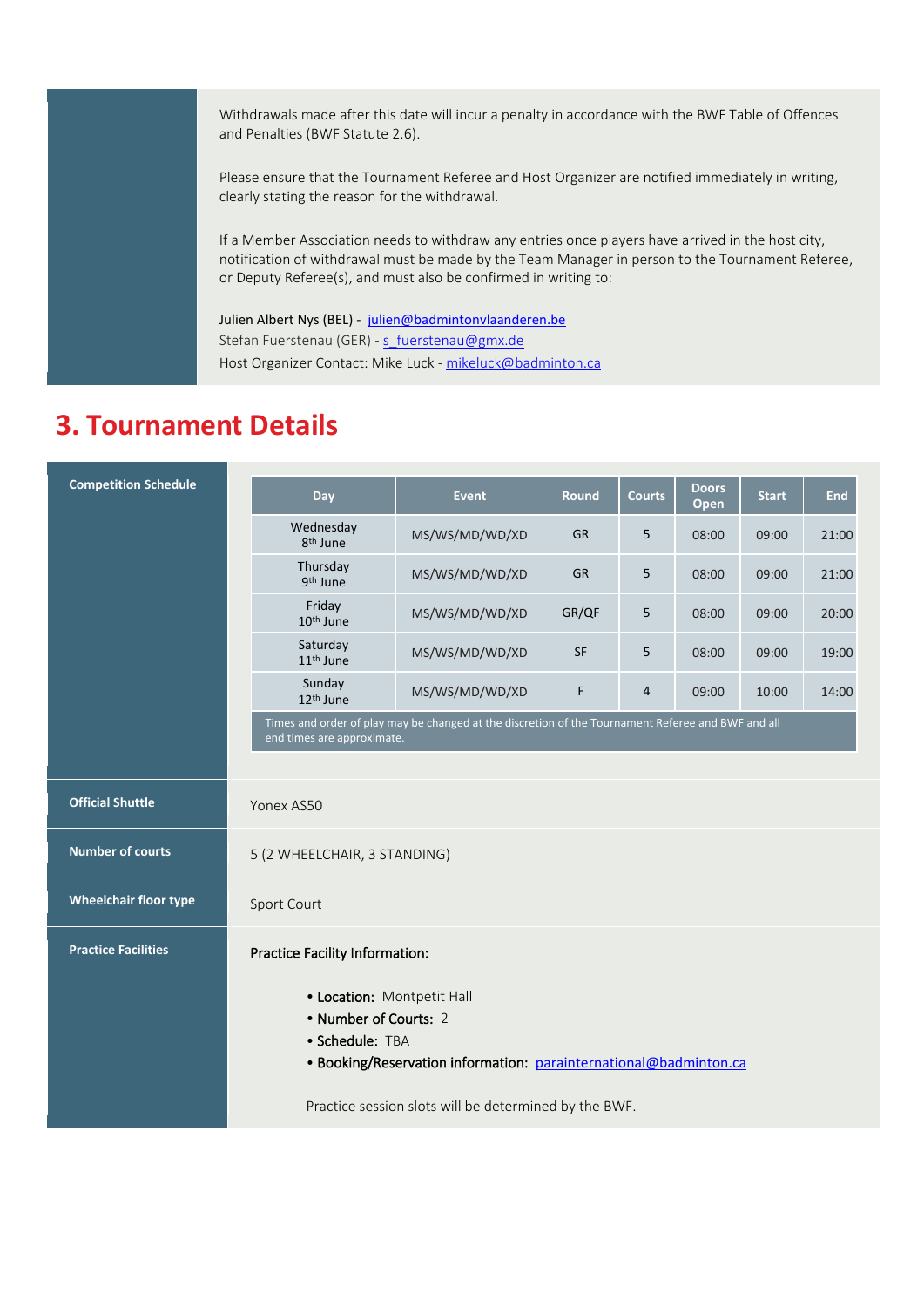Withdrawals made after this date will incur a penalty in accordance with the BWF Table of Offences and Penalties (BWF Statute 2.6).

Please ensure that the Tournament Referee and Host Organizer are notified immediately in writing, clearly stating the reason for the withdrawal.

If a Member Association needs to withdraw any entries once players have arrived in the host city, notification of withdrawal must be made by the Team Manager in person to the Tournament Referee, or Deputy Referee(s), and must also be confirmed in writing to:

Julien Albert Nys (BEL) - julien@badmintonvlaanderen.be
Stefan Fuerstenau (GER) - s_fuerstenau@gmx.de
Host Organizer Contact: Mike Luck - mikeluck@badminton.ca

# 3. Tournament Details

**Competition Schedule**

| Day | Event | Round | Courts | Doors Open | Start | End |
|---|---|---|---|---|---|---|
| Wednesday 8th June | MS/WS/MD/WD/XD | GR | 5 | 08:00 | 09:00 | 21:00 |
| Thursday 9th June | MS/WS/MD/WD/XD | GR | 5 | 08:00 | 09:00 | 21:00 |
| Friday 10th June | MS/WS/MD/WD/XD | GR/QF | 5 | 08:00 | 09:00 | 20:00 |
| Saturday 11th June | MS/WS/MD/WD/XD | SF | 5 | 08:00 | 09:00 | 19:00 |
| Sunday 12th June | MS/WS/MD/WD/XD | F | 4 | 09:00 | 10:00 | 14:00 |

Times and order of play may be changed at the discretion of the Tournament Referee and BWF and all end times are approximate.

**Official Shuttle**

Yonex AS50

**Number of courts**

5 (2 WHEELCHAIR, 3 STANDING)

**Wheelchair floor type**

Sport Court

**Practice Facilities**

Practice Facility Information:

- **Location:** Montpetit Hall
- **Number of Courts:** 2
- **Schedule:** TBA
- **Booking/Reservation information:** parainternational@badminton.ca

Practice session slots will be determined by the BWF.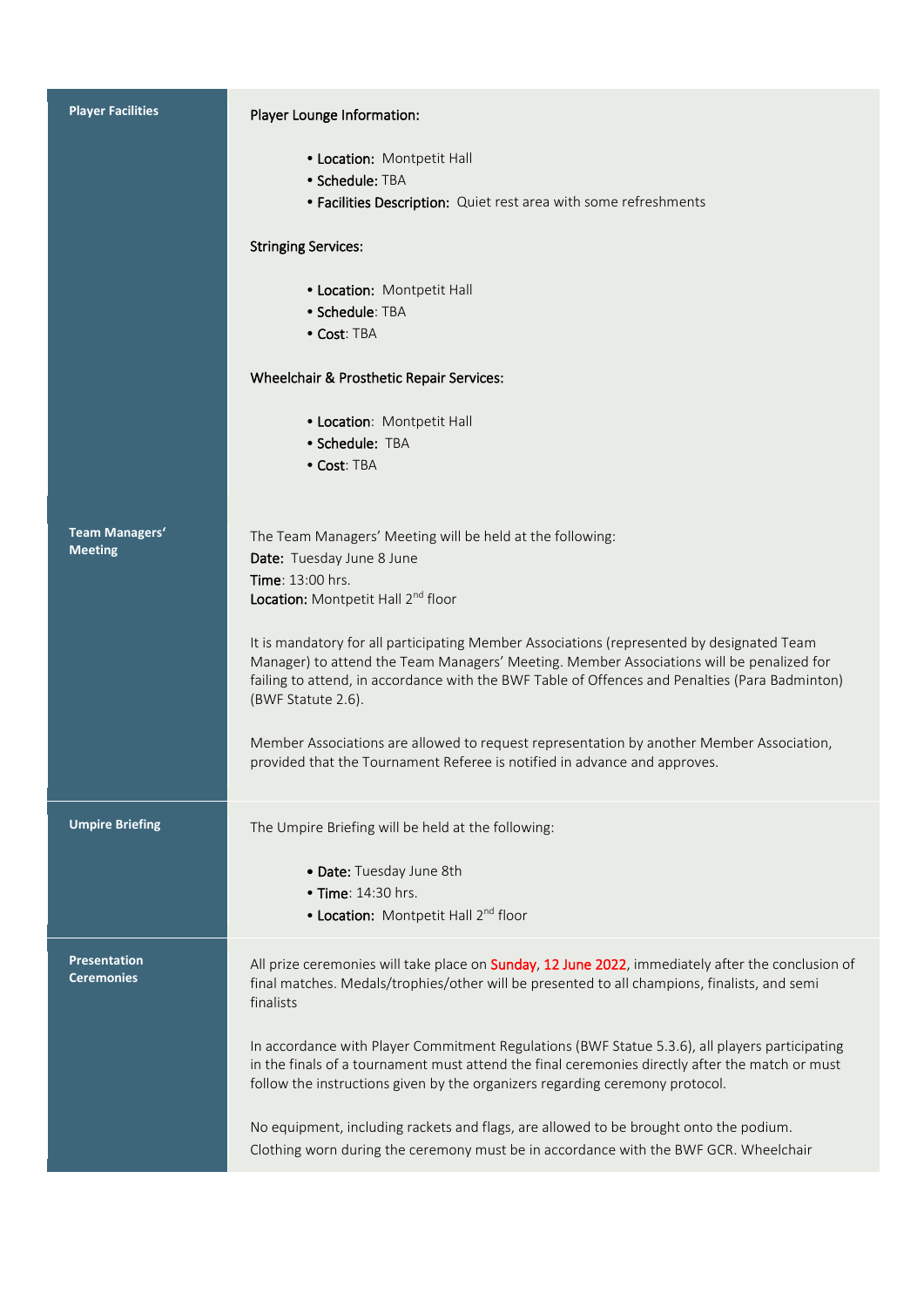| | |
|---|---|
| **Player Facilities** | Player Lounge Information:<br><br>• **Location:** Montpetit Hall<br>• **Schedule:** TBA<br>• **Facilities Description:** Quiet rest area with some refreshments<br><br>Stringing Services:<br><br>• **Location:** Montpetit Hall<br>• **Schedule**: TBA<br>• **Cost**: TBA<br><br>Wheelchair & Prosthetic Repair Services:<br><br>• **Location**: Montpetit Hall<br>• **Schedule:** TBA<br>• **Cost**: TBA |
| **Team Managers' Meeting** | The Team Managers' Meeting will be held at the following:<br>**Date:** Tuesday June 8 June<br>**Time**: 13:00 hrs.<br>**Location:** Montpetit Hall 2nd floor<br><br>It is mandatory for all participating Member Associations (represented by designated Team Manager) to attend the Team Managers' Meeting. Member Associations will be penalized for failing to attend, in accordance with the BWF Table of Offences and Penalties (Para Badminton) (BWF Statute 2.6).<br><br>Member Associations are allowed to request representation by another Member Association, provided that the Tournament Referee is notified in advance and approves. |
| **Umpire Briefing** | The Umpire Briefing will be held at the following:<br><br>• **Date:** Tuesday June 8th<br>• **Time**: 14:30 hrs.<br>• **Location:** Montpetit Hall 2nd floor |
| **Presentation Ceremonies** | All prize ceremonies will take place on Sunday, 12 June 2022, immediately after the conclusion of final matches. Medals/trophies/other will be presented to all champions, finalists, and semi finalists<br><br>In accordance with Player Commitment Regulations (BWF Statue 5.3.6), all players participating in the finals of a tournament must attend the final ceremonies directly after the match or must follow the instructions given by the organizers regarding ceremony protocol.<br><br>No equipment, including rackets and flags, are allowed to be brought onto the podium. Clothing worn during the ceremony must be in accordance with the BWF GCR. Wheelchair |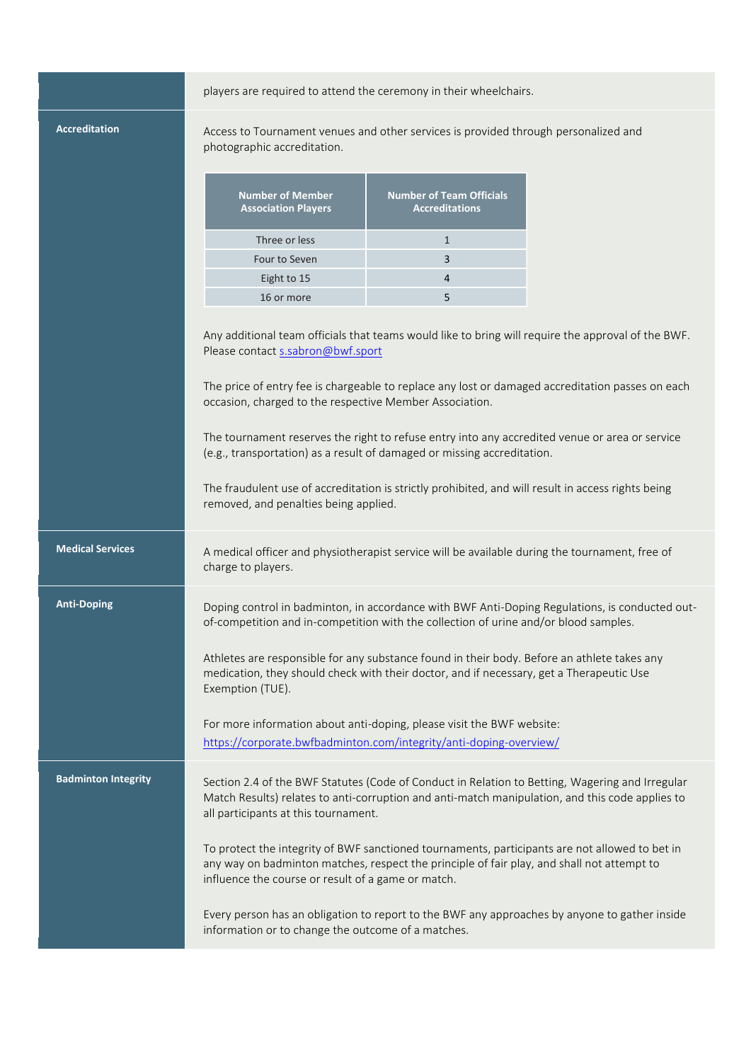players are required to attend the ceremony in their wheelchairs.

## Accreditation

Access to Tournament venues and other services is provided through personalized and photographic accreditation.

| Number of Member Association Players | Number of Team Officials Accreditations |
|---|---|
| Three or less | 1 |
| Four to Seven | 3 |
| Eight to 15 | 4 |
| 16 or more | 5 |

Any additional team officials that teams would like to bring will require the approval of the BWF. Please contact s.sabron@bwf.sport

The price of entry fee is chargeable to replace any lost or damaged accreditation passes on each occasion, charged to the respective Member Association.

The tournament reserves the right to refuse entry into any accredited venue or area or service (e.g., transportation) as a result of damaged or missing accreditation.

The fraudulent use of accreditation is strictly prohibited, and will result in access rights being removed, and penalties being applied.

## Medical Services

A medical officer and physiotherapist service will be available during the tournament, free of charge to players.

## Anti-Doping

Doping control in badminton, in accordance with BWF Anti-Doping Regulations, is conducted out-of-competition and in-competition with the collection of urine and/or blood samples.

Athletes are responsible for any substance found in their body. Before an athlete takes any medication, they should check with their doctor, and if necessary, get a Therapeutic Use Exemption (TUE).

For more information about anti-doping, please visit the BWF website:
https://corporate.bwfbadminton.com/integrity/anti-doping-overview/

## Badminton Integrity

Section 2.4 of the BWF Statutes (Code of Conduct in Relation to Betting, Wagering and Irregular Match Results) relates to anti-corruption and anti-match manipulation, and this code applies to all participants at this tournament.

To protect the integrity of BWF sanctioned tournaments, participants are not allowed to bet in any way on badminton matches, respect the principle of fair play, and shall not attempt to influence the course or result of a game or match.

Every person has an obligation to report to the BWF any approaches by anyone to gather inside information or to change the outcome of a matches.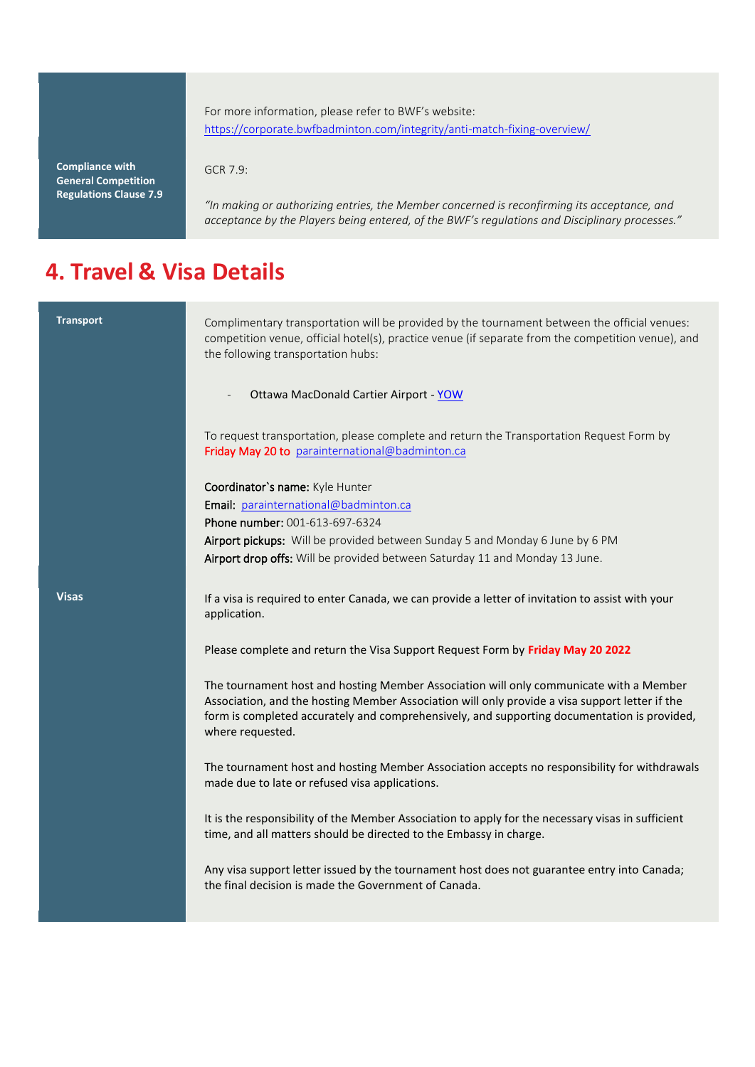| | |
|---|---|
| **Compliance with General Competition Regulations Clause 7.9** | For more information, please refer to BWF's website: https://corporate.bwfbadminton.com/integrity/anti-match-fixing-overview/<br><br>GCR 7.9:<br><br>*"In making or authorizing entries, the Member concerned is reconfirming its acceptance, and acceptance by the Players being entered, of the BWF's regulations and Disciplinary processes."* |

# 4. Travel & Visa Details

| | |
|---|---|
| **Transport** | Complimentary transportation will be provided by the tournament between the official venues: competition venue, official hotel(s), practice venue (if separate from the competition venue), and the following transportation hubs:<br><br>- Ottawa MacDonald Cartier Airport - YOW<br><br>To request transportation, please complete and return the Transportation Request Form by Friday May 20 to parainternational@badminton.ca<br><br>**Coordinator`s name:** Kyle Hunter<br>**Email:** parainternational@badminton.ca<br>**Phone number:** 001-613-697-6324<br>**Airport pickups:** Will be provided between Sunday 5 and Monday 6 June by 6 PM<br>**Airport drop offs:** Will be provided between Saturday 11 and Monday 13 June. |
| **Visas** | If a visa is required to enter Canada, we can provide a letter of invitation to assist with your application.<br><br>Please complete and return the Visa Support Request Form by **Friday May 20 2022**<br><br>The tournament host and hosting Member Association will only communicate with a Member Association, and the hosting Member Association will only provide a visa support letter if the form is completed accurately and comprehensively, and supporting documentation is provided, where requested.<br><br>The tournament host and hosting Member Association accepts no responsibility for withdrawals made due to late or refused visa applications.<br><br>It is the responsibility of the Member Association to apply for the necessary visas in sufficient time, and all matters should be directed to the Embassy in charge.<br><br>Any visa support letter issued by the tournament host does not guarantee entry into Canada; the final decision is made the Government of Canada. |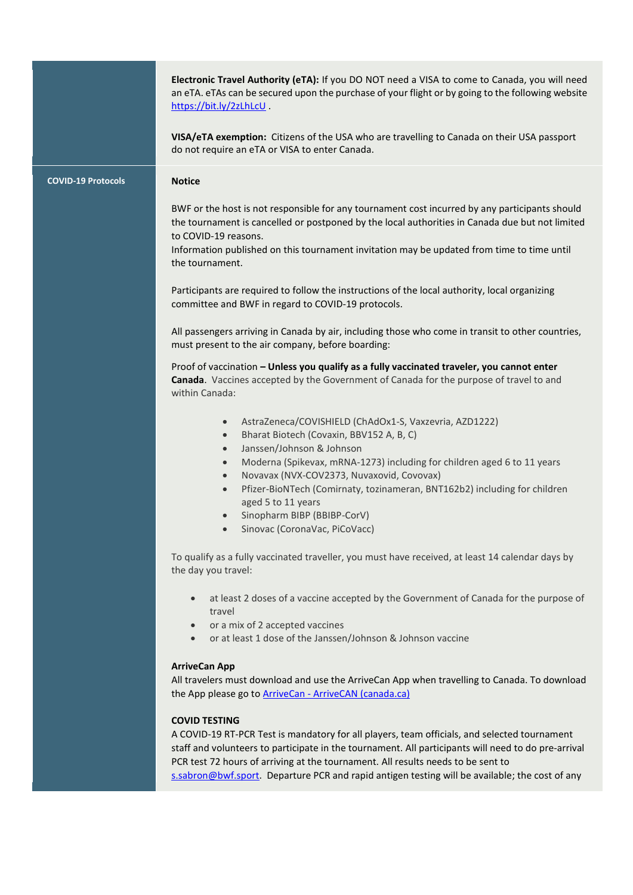**Electronic Travel Authority (eTA):** If you DO NOT need a VISA to come to Canada, you will need an eTA. eTAs can be secured upon the purchase of your flight or by going to the following website https://bit.ly/2zLhLcU .

**VISA/eTA exemption:** Citizens of the USA who are travelling to Canada on their USA passport do not require an eTA or VISA to enter Canada.

**COVID-19 Protocols**

**Notice**

BWF or the host is not responsible for any tournament cost incurred by any participants should the tournament is cancelled or postponed by the local authorities in Canada due but not limited to COVID-19 reasons.
Information published on this tournament invitation may be updated from time to time until the tournament.

Participants are required to follow the instructions of the local authority, local organizing committee and BWF in regard to COVID-19 protocols.

All passengers arriving in Canada by air, including those who come in transit to other countries, must present to the air company, before boarding:

Proof of vaccination **– Unless you qualify as a fully vaccinated traveler, you cannot enter Canada**. Vaccines accepted by the Government of Canada for the purpose of travel to and within Canada:

- AstraZeneca/COVISHIELD (ChAdOx1-S, Vaxzevria, AZD1222)
- Bharat Biotech (Covaxin, BBV152 A, B, C)
- Janssen/Johnson & Johnson
- Moderna (Spikevax, mRNA-1273) including for children aged 6 to 11 years
- Novavax (NVX-COV2373, Nuvaxovid, Covovax)
- Pfizer-BioNTech (Comirnaty, tozinameran, BNT162b2) including for children aged 5 to 11 years
- Sinopharm BIBP (BBIBP-CorV)
- Sinovac (CoronaVac, PiCoVacc)

To qualify as a fully vaccinated traveller, you must have received, at least 14 calendar days by the day you travel:

- at least 2 doses of a vaccine accepted by the Government of Canada for the purpose of travel
- or a mix of 2 accepted vaccines
- or at least 1 dose of the Janssen/Johnson & Johnson vaccine

**ArriveCan App**
All travelers must download and use the ArriveCan App when travelling to Canada. To download the App please go to ArriveCan - ArriveCAN (canada.ca)

**COVID TESTING**
A COVID-19 RT-PCR Test is mandatory for all players, team officials, and selected tournament staff and volunteers to participate in the tournament. All participants will need to do pre-arrival PCR test 72 hours of arriving at the tournament. All results needs to be sent to s.sabron@bwf.sport. Departure PCR and rapid antigen testing will be available; the cost of any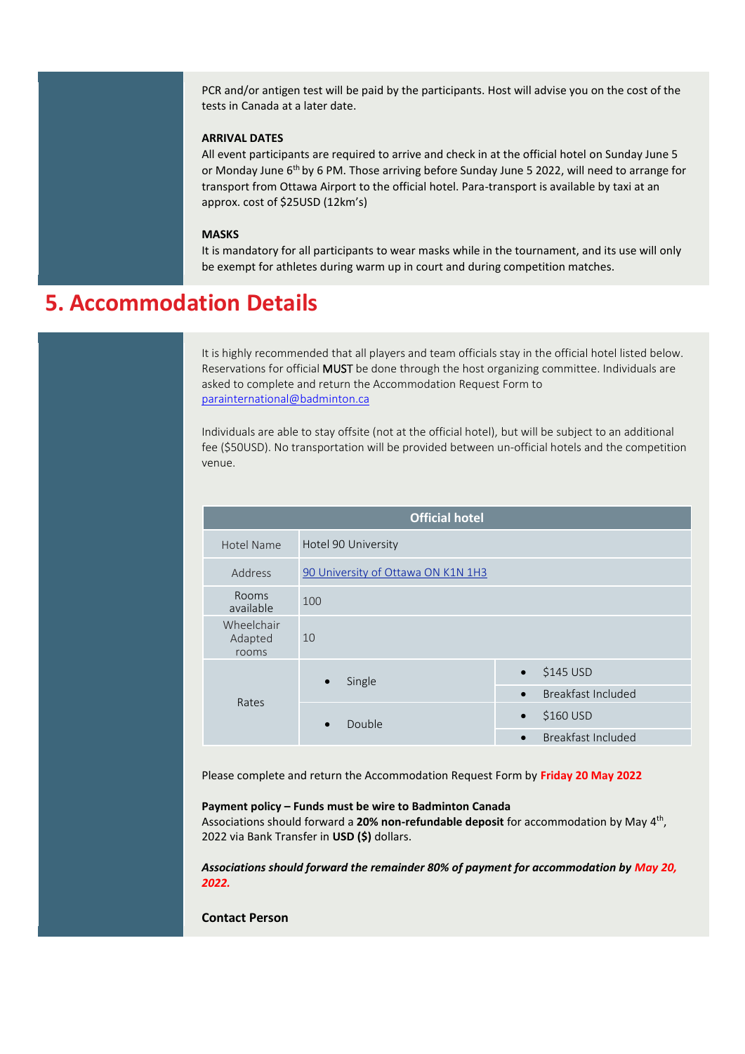PCR and/or antigen test will be paid by the participants. Host will advise you on the cost of the tests in Canada at a later date.

**ARRIVAL DATES**

All event participants are required to arrive and check in at the official hotel on Sunday June 5 or Monday June 6th by 6 PM. Those arriving before Sunday June 5 2022, will need to arrange for transport from Ottawa Airport to the official hotel. Para-transport is available by taxi at an approx. cost of $25USD (12km's)

**MASKS**

It is mandatory for all participants to wear masks while in the tournament, and its use will only be exempt for athletes during warm up in court and during competition matches.

# 5. Accommodation Details

It is highly recommended that all players and team officials stay in the official hotel listed below. Reservations for official MUST be done through the host organizing committee. Individuals are asked to complete and return the Accommodation Request Form to [parainternational@badminton.ca](mailto:parainternational@badminton.ca)

Individuals are able to stay offsite (not at the official hotel), but will be subject to an additional fee ($50USD). No transportation will be provided between un-official hotels and the competition venue.

| Official hotel | | |
|---|---|---|
| Hotel Name | Hotel 90 University | |
| Address | [90 University of Ottawa ON K1N 1H3]() | |
| Rooms available | 100 | |
| Wheelchair Adapted rooms | 10 | |
| Rates | • Single | • $145 USD<br>• Breakfast Included |
| | • Double | • $160 USD<br>• Breakfast Included |

Please complete and return the Accommodation Request Form by **Friday 20 May 2022**

**Payment policy – Funds must be wire to Badminton Canada**
Associations should forward a **20% non-refundable deposit** for accommodation by May 4th, 2022 via Bank Transfer in **USD ($)** dollars.

***Associations should forward the remainder 80% of payment for accommodation by May 20, 2022.***

**Contact Person**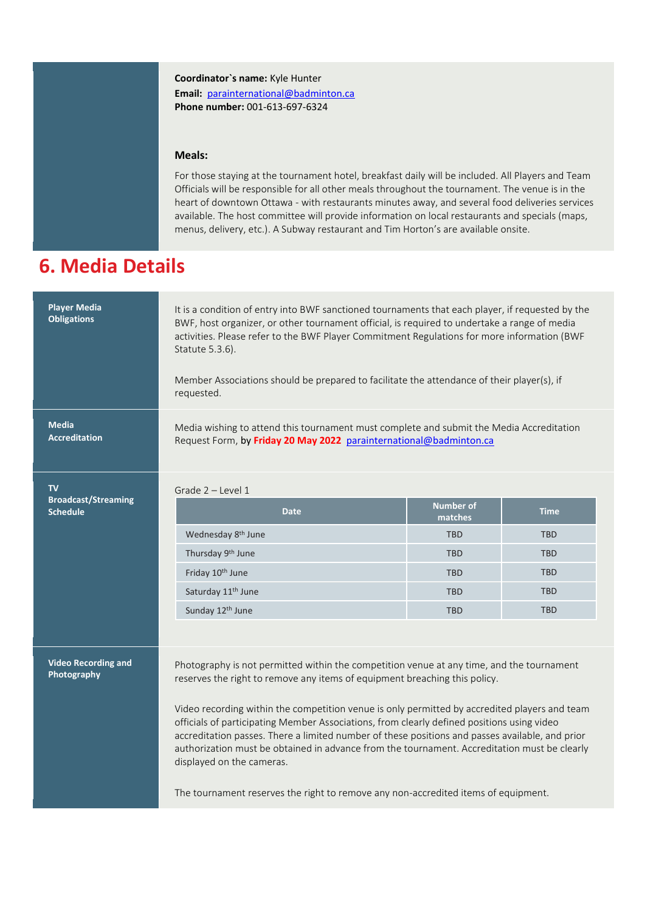**Coordinator`s name:** Kyle Hunter
**Email:** parainternational@badminton.ca
**Phone number:** 001-613-697-6324

**Meals:**

For those staying at the tournament hotel, breakfast daily will be included. All Players and Team Officials will be responsible for all other meals throughout the tournament. The venue is in the heart of downtown Ottawa - with restaurants minutes away, and several food deliveries services available. The host committee will provide information on local restaurants and specials (maps, menus, delivery, etc.). A Subway restaurant and Tim Horton's are available onsite.

# 6. Media Details

**Player Media Obligations**

It is a condition of entry into BWF sanctioned tournaments that each player, if requested by the BWF, host organizer, or other tournament official, is required to undertake a range of media activities. Please refer to the BWF Player Commitment Regulations for more information (BWF Statute 5.3.6).

Member Associations should be prepared to facilitate the attendance of their player(s), if requested.

**Media Accreditation**

Media wishing to attend this tournament must complete and submit the Media Accreditation Request Form, **by Friday 20 May 2022** parainternational@badminton.ca

**TV Broadcast/Streaming Schedule**

Grade 2 – Level 1

| Date | Number of matches | Time |
|---|---|---|
| Wednesday 8th June | TBD | TBD |
| Thursday 9th June | TBD | TBD |
| Friday 10th June | TBD | TBD |
| Saturday 11th June | TBD | TBD |
| Sunday 12th June | TBD | TBD |

**Video Recording and Photography**

Photography is not permitted within the competition venue at any time, and the tournament reserves the right to remove any items of equipment breaching this policy.

Video recording within the competition venue is only permitted by accredited players and team officials of participating Member Associations, from clearly defined positions using video accreditation passes. There a limited number of these positions and passes available, and prior authorization must be obtained in advance from the tournament. Accreditation must be clearly displayed on the cameras.

The tournament reserves the right to remove any non-accredited items of equipment.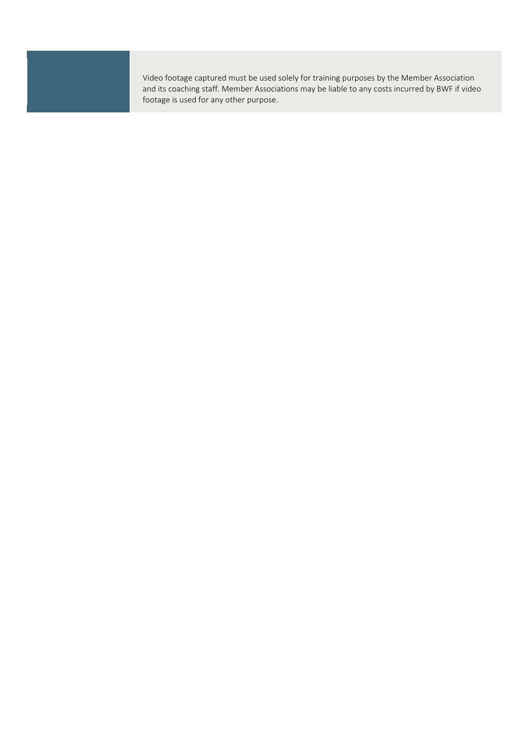Video footage captured must be used solely for training purposes by the Member Association and its coaching staff. Member Associations may be liable to any costs incurred by BWF if video footage is used for any other purpose.